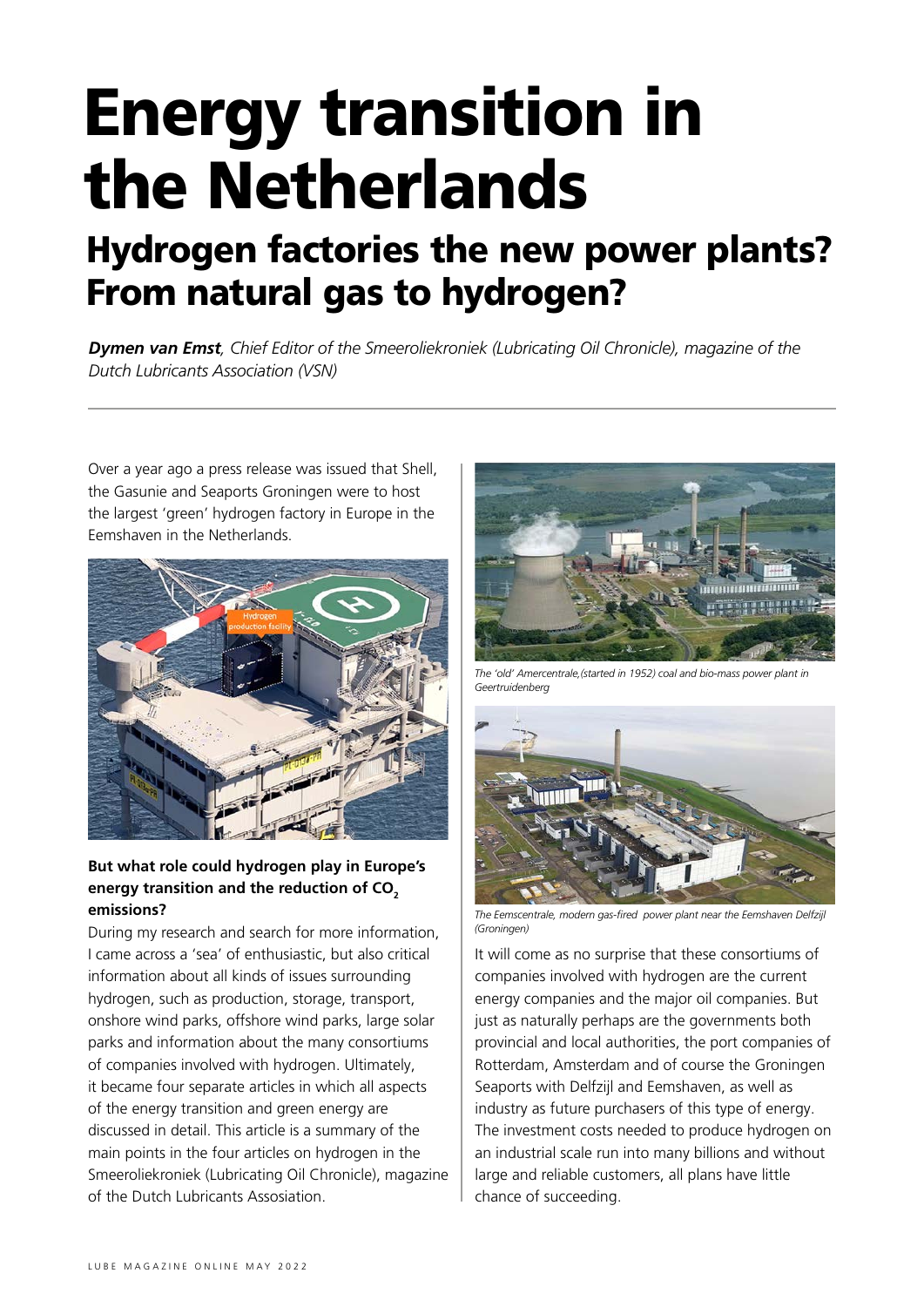# Energy transition in the Netherlands

## Hydrogen factories the new power plants? From natural gas to hydrogen?

***Dymen van Emst**, Chief Editor of the Smeeroliekroniek (Lubricating Oil Chronicle), magazine of the Dutch Lubricants Association (VSN)*

Over a year ago a press release was issued that Shell, the Gasunie and Seaports Groningen were to host the largest 'green' hydrogen factory in Europe in the Eemshaven in the Netherlands.

### But what role could hydrogen play in Europe's energy transition and the reduction of $CO_2$ emissions?

During my research and search for more information, I came across a 'sea' of enthusiastic, but also critical information about all kinds of issues surrounding hydrogen, such as production, storage, transport, onshore wind parks, offshore wind parks, large solar parks and information about the many consortiums of companies involved with hydrogen. Ultimately, it became four separate articles in which all aspects of the energy transition and green energy are discussed in detail. This article is a summary of the main points in the four articles on hydrogen in the Smeeroliekroniek (Lubricating Oil Chronicle), magazine of the Dutch Lubricants Assosiation.

*The 'old' Amercentrale,(started in 1952) coal and bio-mass power plant in Geertruidenberg*

*The Eemscentrale, modern gas-fired power plant near the Eemshaven Delfzijl (Groningen)*

It will come as no surprise that these consortiums of companies involved with hydrogen are the current energy companies and the major oil companies. But just as naturally perhaps are the governments both provincial and local authorities, the port companies of Rotterdam, Amsterdam and of course the Groningen Seaports with Delfzijl and Eemshaven, as well as industry as future purchasers of this type of energy. The investment costs needed to produce hydrogen on an industrial scale run into many billions and without large and reliable customers, all plans have little chance of succeeding.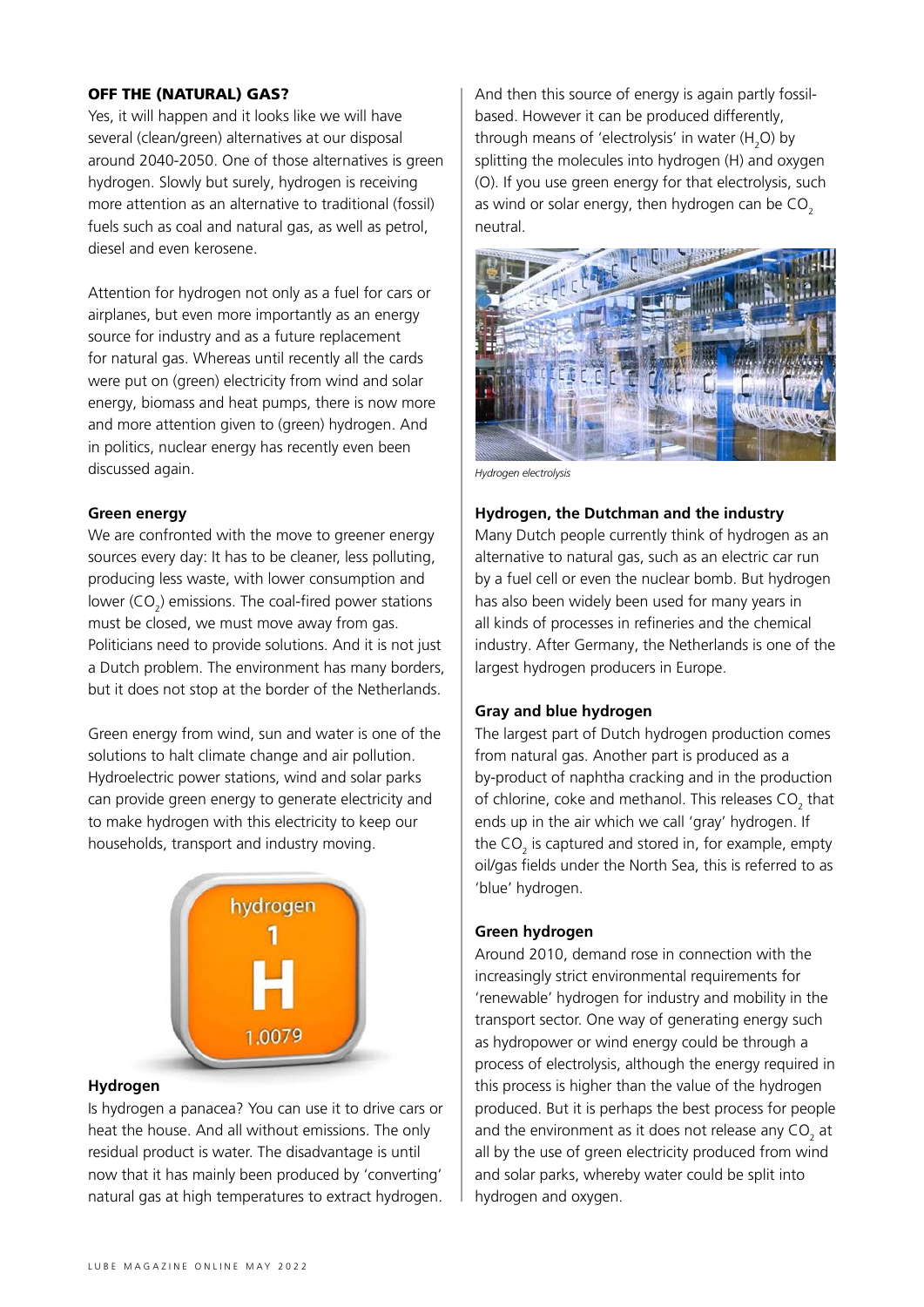## OFF THE (NATURAL) GAS?

Yes, it will happen and it looks like we will have several (clean/green) alternatives at our disposal around 2040-2050. One of those alternatives is green hydrogen. Slowly but surely, hydrogen is receiving more attention as an alternative to traditional (fossil) fuels such as coal and natural gas, as well as petrol, diesel and even kerosene.

Attention for hydrogen not only as a fuel for cars or airplanes, but even more importantly as an energy source for industry and as a future replacement for natural gas. Whereas until recently all the cards were put on (green) electricity from wind and solar energy, biomass and heat pumps, there is now more and more attention given to (green) hydrogen. And in politics, nuclear energy has recently even been discussed again.

### Green energy

We are confronted with the move to greener energy sources every day: It has to be cleaner, less polluting, producing less waste, with lower consumption and lower ($CO_2$) emissions. The coal-fired power stations must be closed, we must move away from gas. Politicians need to provide solutions. And it is not just a Dutch problem. The environment has many borders, but it does not stop at the border of the Netherlands.

Green energy from wind, sun and water is one of the solutions to halt climate change and air pollution. Hydroelectric power stations, wind and solar parks can provide green energy to generate electricity and to make hydrogen with this electricity to keep our households, transport and industry moving.

### Hydrogen

Is hydrogen a panacea? You can use it to drive cars or heat the house. And all without emissions. The only residual product is water. The disadvantage is until now that it has mainly been produced by 'converting' natural gas at high temperatures to extract hydrogen. And then this source of energy is again partly fossil-based. However it can be produced differently, through means of 'electrolysis' in water ($H_2O$) by splitting the molecules into hydrogen (H) and oxygen (O). If you use green energy for that electrolysis, such as wind or solar energy, then hydrogen can be $CO_2$ neutral.

*Hydrogen electrolysis*

### Hydrogen, the Dutchman and the industry

Many Dutch people currently think of hydrogen as an alternative to natural gas, such as an electric car run by a fuel cell or even the nuclear bomb. But hydrogen has also been widely been used for many years in all kinds of processes in refineries and the chemical industry. After Germany, the Netherlands is one of the largest hydrogen producers in Europe.

### Gray and blue hydrogen

The largest part of Dutch hydrogen production comes from natural gas. Another part is produced as a by-product of naphtha cracking and in the production of chlorine, coke and methanol. This releases $CO_2$ that ends up in the air which we call 'gray' hydrogen. If the $CO_2$ is captured and stored in, for example, empty oil/gas fields under the North Sea, this is referred to as 'blue' hydrogen.

### Green hydrogen

Around 2010, demand rose in connection with the increasingly strict environmental requirements for 'renewable' hydrogen for industry and mobility in the transport sector. One way of generating energy such as hydropower or wind energy could be through a process of electrolysis, although the energy required in this process is higher than the value of the hydrogen produced. But it is perhaps the best process for people and the environment as it does not release any $CO_2$ at all by the use of green electricity produced from wind and solar parks, whereby water could be split into hydrogen and oxygen.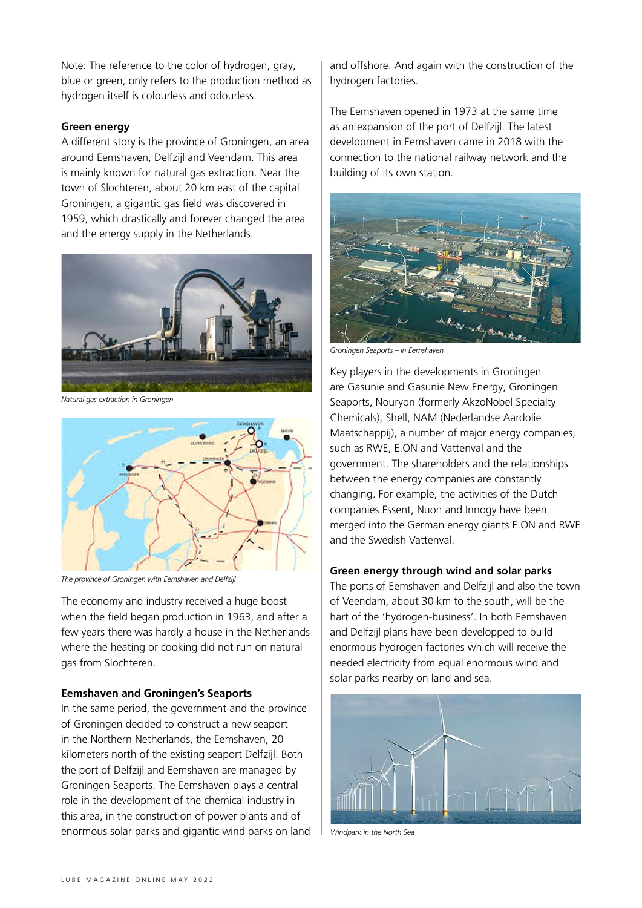Note: The reference to the color of hydrogen, gray, blue or green, only refers to the production method as hydrogen itself is colourless and odourless.

**Green energy**

A different story is the province of Groningen, an area around Eemshaven, Delfzijl and Veendam. This area is mainly known for natural gas extraction. Near the town of Slochteren, about 20 km east of the capital Groningen, a gigantic gas field was discovered in 1959, which drastically and forever changed the area and the energy supply in the Netherlands.

*Natural gas extraction in Groningen*

*The province of Groningen with Eemshaven and Delfzijl*

The economy and industry received a huge boost when the field began production in 1963, and after a few years there was hardly a house in the Netherlands where the heating or cooking did not run on natural gas from Slochteren.

**Eemshaven and Groningen's Seaports**

In the same period, the government and the province of Groningen decided to construct a new seaport in the Northern Netherlands, the Eemshaven, 20 kilometers north of the existing seaport Delfzijl. Both the port of Delfzijl and Eemshaven are managed by Groningen Seaports. The Eemshaven plays a central role in the development of the chemical industry in this area, in the construction of power plants and of enormous solar parks and gigantic wind parks on land and offshore. And again with the construction of the hydrogen factories.

The Eemshaven opened in 1973 at the same time as an expansion of the port of Delfzijl. The latest development in Eemshaven came in 2018 with the connection to the national railway network and the building of its own station.

*Groningen Seaports – in Eemshaven*

Key players in the developments in Groningen are Gasunie and Gasunie New Energy, Groningen Seaports, Nouryon (formerly AkzoNobel Specialty Chemicals), Shell, NAM (Nederlandse Aardolie Maatschappij), a number of major energy companies, such as RWE, E.ON and Vattenval and the government. The shareholders and the relationships between the energy companies are constantly changing. For example, the activities of the Dutch companies Essent, Nuon and Innogy have been merged into the German energy giants E.ON and RWE and the Swedish Vattenval.

**Green energy through wind and solar parks**

The ports of Eemshaven and Delfzijl and also the town of Veendam, about 30 km to the south, will be the hart of the 'hydrogen-business'. In both Eemshaven and Delfzijl plans have been developped to build enormous hydrogen factories which will receive the needed electricity from equal enormous wind and solar parks nearby on land and sea.

*Windpark in the North Sea*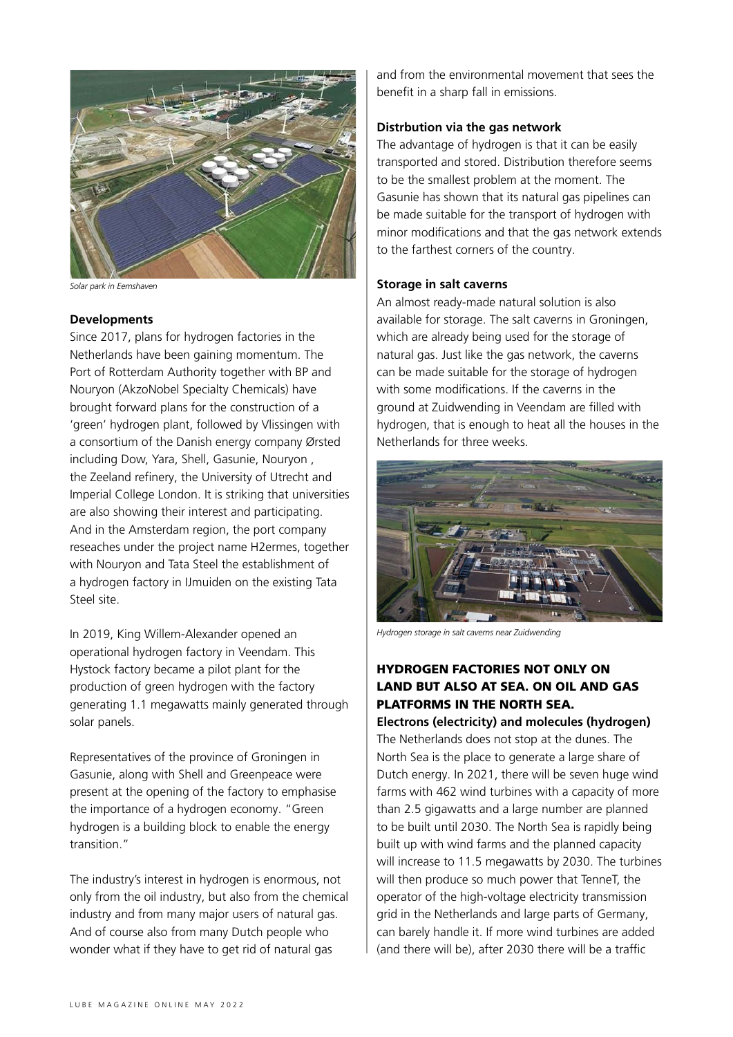*Solar park in Eemshaven*

**Developments**

Since 2017, plans for hydrogen factories in the Netherlands have been gaining momentum. The Port of Rotterdam Authority together with BP and Nouryon (AkzoNobel Specialty Chemicals) have brought forward plans for the construction of a 'green' hydrogen plant, followed by Vlissingen with a consortium of the Danish energy company Ørsted including Dow, Yara, Shell, Gasunie, Nouryon , the Zeeland refinery, the University of Utrecht and Imperial College London. It is striking that universities are also showing their interest and participating. And in the Amsterdam region, the port company reseaches under the project name H2ermes, together with Nouryon and Tata Steel the establishment of a hydrogen factory in IJmuiden on the existing Tata Steel site.

In 2019, King Willem-Alexander opened an operational hydrogen factory in Veendam. This Hystock factory became a pilot plant for the production of green hydrogen with the factory generating 1.1 megawatts mainly generated through solar panels.

Representatives of the province of Groningen in Gasunie, along with Shell and Greenpeace were present at the opening of the factory to emphasise the importance of a hydrogen economy. "Green hydrogen is a building block to enable the energy transition."

The industry's interest in hydrogen is enormous, not only from the oil industry, but also from the chemical industry and from many major users of natural gas. And of course also from many Dutch people who wonder what if they have to get rid of natural gas and from the environmental movement that sees the benefit in a sharp fall in emissions.

**Distrbution via the gas network**

The advantage of hydrogen is that it can be easily transported and stored. Distribution therefore seems to be the smallest problem at the moment. The Gasunie has shown that its natural gas pipelines can be made suitable for the transport of hydrogen with minor modifications and that the gas network extends to the farthest corners of the country.

**Storage in salt caverns**

An almost ready-made natural solution is also available for storage. The salt caverns in Groningen, which are already being used for the storage of natural gas. Just like the gas network, the caverns can be made suitable for the storage of hydrogen with some modifications. If the caverns in the ground at Zuidwending in Veendam are filled with hydrogen, that is enough to heat all the houses in the Netherlands for three weeks.

*Hydrogen storage in salt caverns near Zuidwending*

## HYDROGEN FACTORIES NOT ONLY ON LAND BUT ALSO AT SEA. ON OIL AND GAS PLATFORMS IN THE NORTH SEA.

**Electrons (electricity) and molecules (hydrogen)**

The Netherlands does not stop at the dunes. The North Sea is the place to generate a large share of Dutch energy. In 2021, there will be seven huge wind farms with 462 wind turbines with a capacity of more than 2.5 gigawatts and a large number are planned to be built until 2030. The North Sea is rapidly being built up with wind farms and the planned capacity will increase to 11.5 megawatts by 2030. The turbines will then produce so much power that TenneT, the operator of the high-voltage electricity transmission grid in the Netherlands and large parts of Germany, can barely handle it. If more wind turbines are added (and there will be), after 2030 there will be a traffic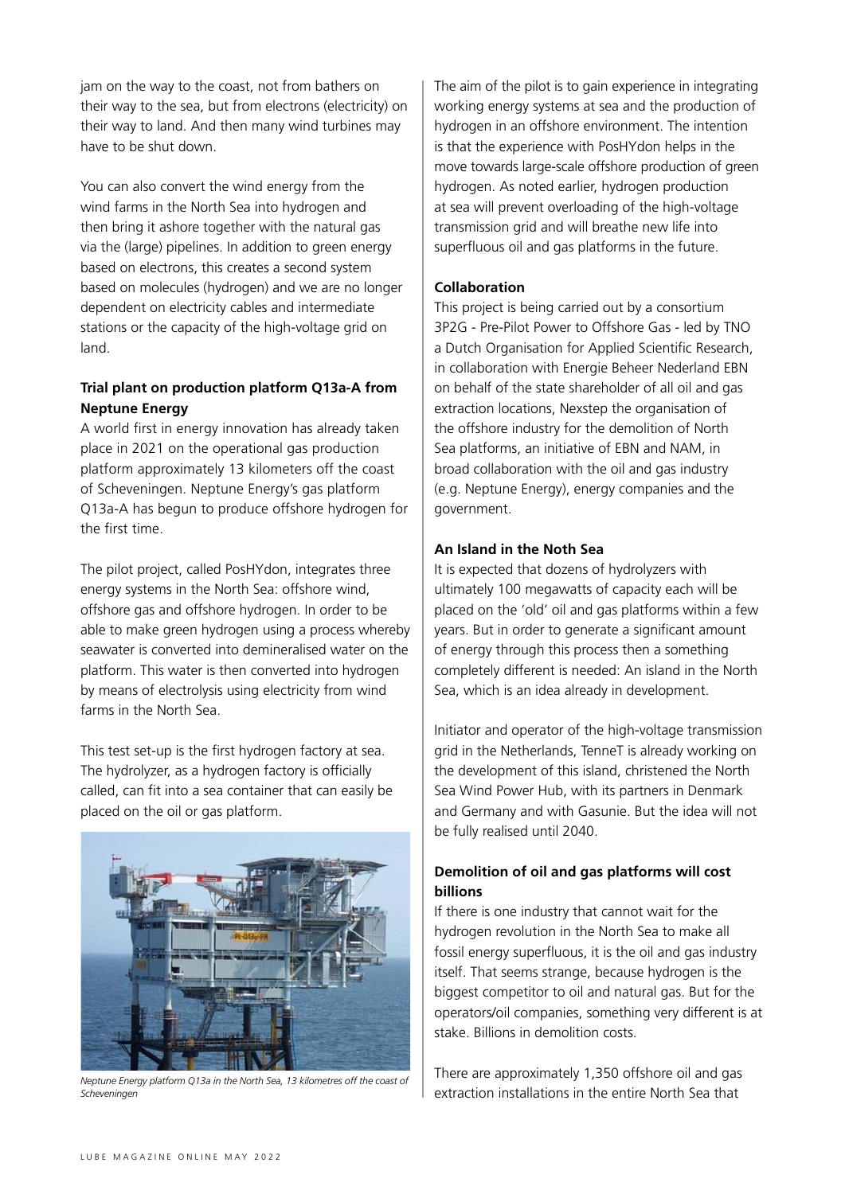jam on the way to the coast, not from bathers on their way to the sea, but from electrons (electricity) on their way to land. And then many wind turbines may have to be shut down.

You can also convert the wind energy from the wind farms in the North Sea into hydrogen and then bring it ashore together with the natural gas via the (large) pipelines. In addition to green energy based on electrons, this creates a second system based on molecules (hydrogen) and we are no longer dependent on electricity cables and intermediate stations or the capacity of the high-voltage grid on land.

**Trial plant on production platform Q13a-A from Neptune Energy**

A world first in energy innovation has already taken place in 2021 on the operational gas production platform approximately 13 kilometers off the coast of Scheveningen. Neptune Energy's gas platform Q13a-A has begun to produce offshore hydrogen for the first time.

The pilot project, called PosHYdon, integrates three energy systems in the North Sea: offshore wind, offshore gas and offshore hydrogen. In order to be able to make green hydrogen using a process whereby seawater is converted into demineralised water on the platform. This water is then converted into hydrogen by means of electrolysis using electricity from wind farms in the North Sea.

This test set-up is the first hydrogen factory at sea. The hydrolyzer, as a hydrogen factory is officially called, can fit into a sea container that can easily be placed on the oil or gas platform.

*Neptune Energy platform Q13a in the North Sea, 13 kilometres off the coast of Scheveningen*

The aim of the pilot is to gain experience in integrating working energy systems at sea and the production of hydrogen in an offshore environment. The intention is that the experience with PosHYdon helps in the move towards large-scale offshore production of green hydrogen. As noted earlier, hydrogen production at sea will prevent overloading of the high-voltage transmission grid and will breathe new life into superfluous oil and gas platforms in the future.

**Collaboration**

This project is being carried out by a consortium 3P2G - Pre-Pilot Power to Offshore Gas - led by TNO a Dutch Organisation for Applied Scientific Research, in collaboration with Energie Beheer Nederland EBN on behalf of the state shareholder of all oil and gas extraction locations, Nexstep the organisation of the offshore industry for the demolition of North Sea platforms, an initiative of EBN and NAM, in broad collaboration with the oil and gas industry (e.g. Neptune Energy), energy companies and the government.

**An Island in the Noth Sea**

It is expected that dozens of hydrolyzers with ultimately 100 megawatts of capacity each will be placed on the 'old' oil and gas platforms within a few years. But in order to generate a significant amount of energy through this process then a something completely different is needed: An island in the North Sea, which is an idea already in development.

Initiator and operator of the high-voltage transmission grid in the Netherlands, TenneT is already working on the development of this island, christened the North Sea Wind Power Hub, with its partners in Denmark and Germany and with Gasunie. But the idea will not be fully realised until 2040.

**Demolition of oil and gas platforms will cost billions**

If there is one industry that cannot wait for the hydrogen revolution in the North Sea to make all fossil energy superfluous, it is the oil and gas industry itself. That seems strange, because hydrogen is the biggest competitor to oil and natural gas. But for the operators/oil companies, something very different is at stake. Billions in demolition costs.

There are approximately 1,350 offshore oil and gas extraction installations in the entire North Sea that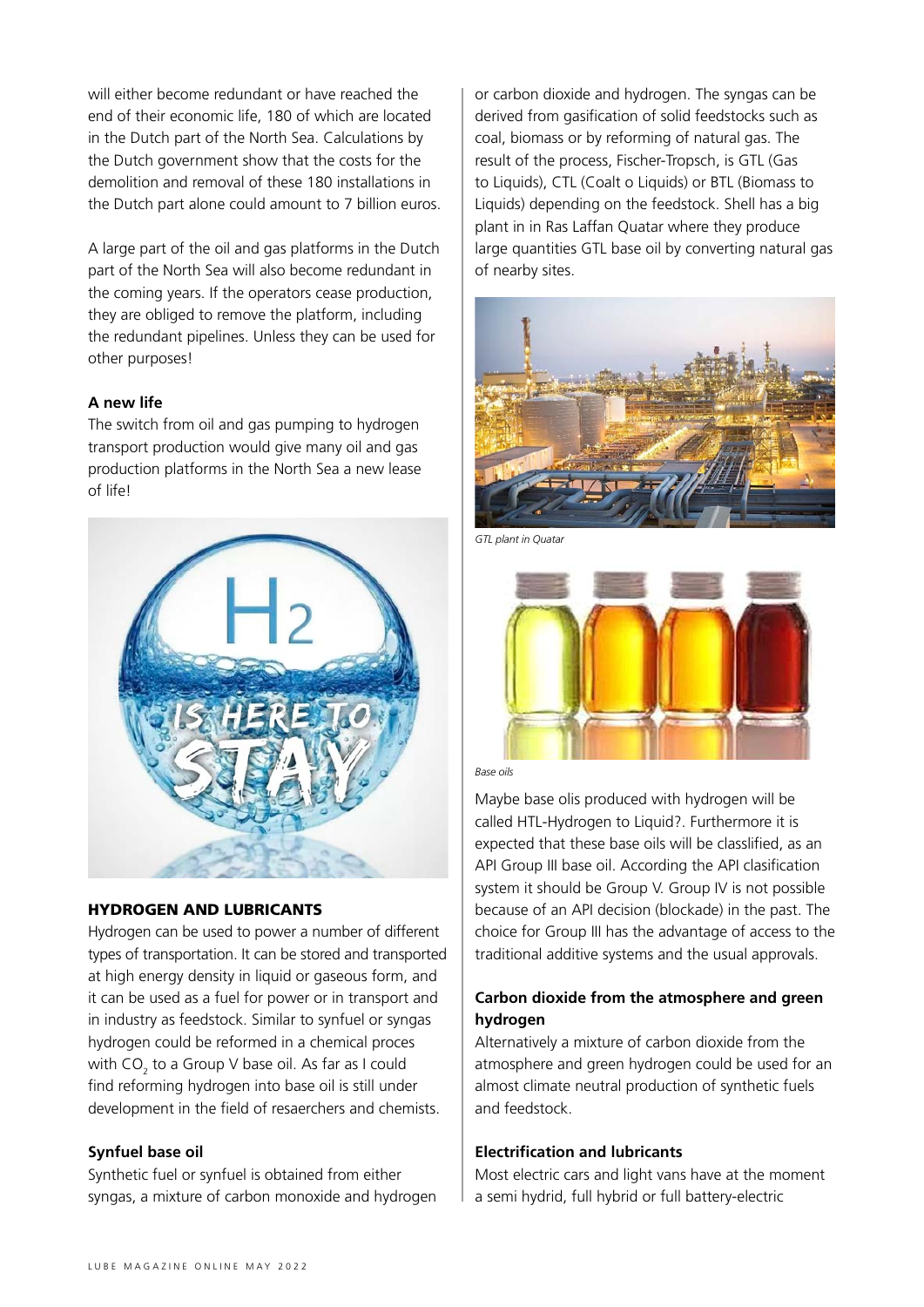will either become redundant or have reached the end of their economic life, 180 of which are located in the Dutch part of the North Sea. Calculations by the Dutch government show that the costs for the demolition and removal of these 180 installations in the Dutch part alone could amount to 7 billion euros.

A large part of the oil and gas platforms in the Dutch part of the North Sea will also become redundant in the coming years. If the operators cease production, they are obliged to remove the platform, including the redundant pipelines. Unless they can be used for other purposes!

### A new life

The switch from oil and gas pumping to hydrogen transport production would give many oil and gas production platforms in the North Sea a new lease of life!

## HYDROGEN AND LUBRICANTS

Hydrogen can be used to power a number of different types of transportation. It can be stored and transported at high energy density in liquid or gaseous form, and it can be used as a fuel for power or in transport and in industry as feedstock. Similar to synfuel or syngas hydrogen could be reformed in a chemical proces with $CO_2$ to a Group V base oil. As far as I could find reforming hydrogen into base oil is still under development in the field of resaerchers and chemists.

### Synfuel base oil

Synthetic fuel or synfuel is obtained from either syngas, a mixture of carbon monoxide and hydrogen or carbon dioxide and hydrogen. The syngas can be derived from gasification of solid feedstocks such as coal, biomass or by reforming of natural gas. The result of the process, Fischer-Tropsch, is GTL (Gas to Liquids), CTL (Coalt o Liquids) or BTL (Biomass to Liquids) depending on the feedstock. Shell has a big plant in in Ras Laffan Quatar where they produce large quantities GTL base oil by converting natural gas of nearby sites.

*GTL plant in Quatar*

*Base oils*

Maybe base olis produced with hydrogen will be called HTL-Hydrogen to Liquid?. Furthermore it is expected that these base oils will be classlified, as an API Group III base oil. According the API clasification system it should be Group V. Group IV is not possible because of an API decision (blockade) in the past. The choice for Group III has the advantage of access to the traditional additive systems and the usual approvals.

### Carbon dioxide from the atmosphere and green hydrogen

Alternatively a mixture of carbon dioxide from the atmosphere and green hydrogen could be used for an almost climate neutral production of synthetic fuels and feedstock.

### Electrification and lubricants

Most electric cars and light vans have at the moment a semi hydrid, full hybrid or full battery-electric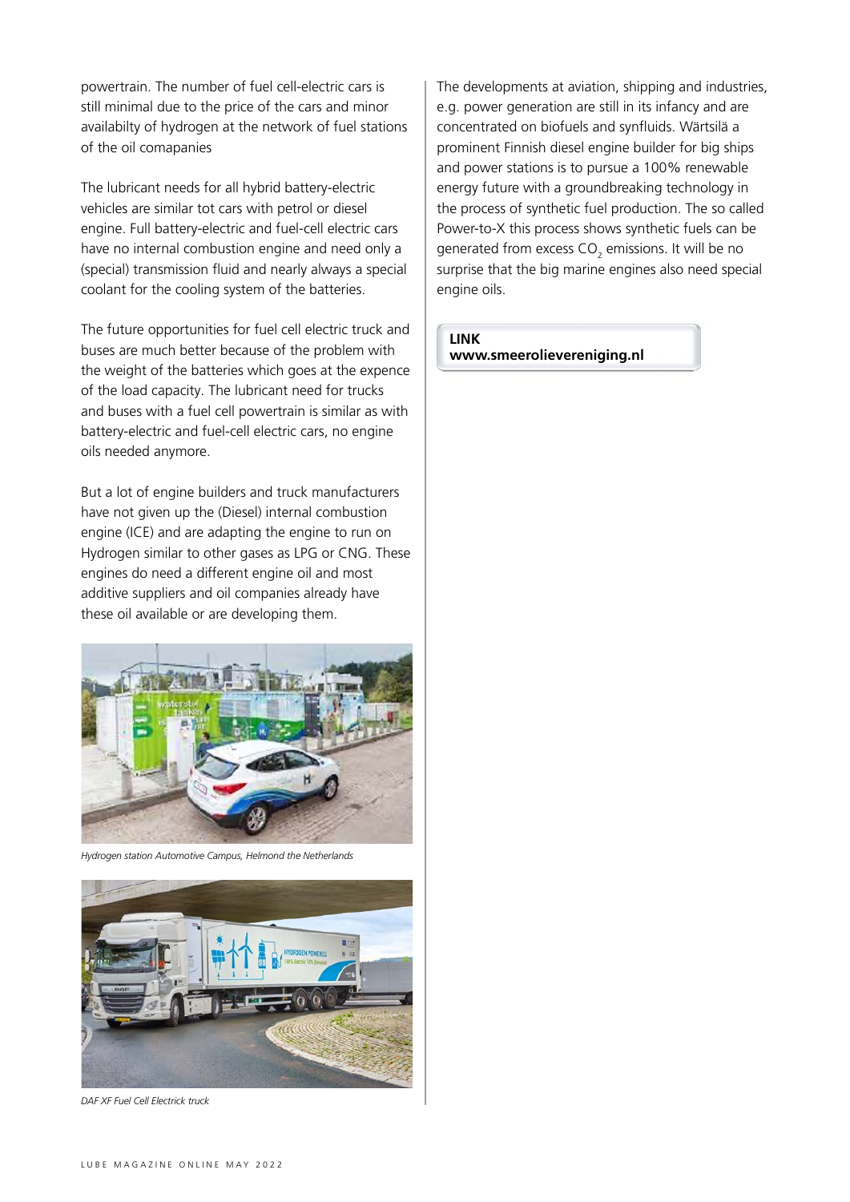powertrain. The number of fuel cell-electric cars is still minimal due to the price of the cars and minor availabilty of hydrogen at the network of fuel stations of the oil comapanies

The lubricant needs for all hybrid battery-electric vehicles are similar tot cars with petrol or diesel engine. Full battery-electric and fuel-cell electric cars have no internal combustion engine and need only a (special) transmission fluid and nearly always a special coolant for the cooling system of the batteries.

The future opportunities for fuel cell electric truck and buses are much better because of the problem with the weight of the batteries which goes at the expence of the load capacity. The lubricant need for trucks and buses with a fuel cell powertrain is similar as with battery-electric and fuel-cell electric cars, no engine oils needed anymore.

But a lot of engine builders and truck manufacturers have not given up the (Diesel) internal combustion engine (ICE) and are adapting the engine to run on Hydrogen similar to other gases as LPG or CNG. These engines do need a different engine oil and most additive suppliers and oil companies already have these oil available or are developing them.

*Hydrogen station Automotive Campus, Helmond the Netherlands*

*DAF XF Fuel Cell Electrick truck*

The developments at aviation, shipping and industries, e.g. power generation are still in its infancy and are concentrated on biofuels and synfluids. Wärtsilä a prominent Finnish diesel engine builder for big ships and power stations is to pursue a 100% renewable energy future with a groundbreaking technology in the process of synthetic fuel production. The so called Power-to-X this process shows synthetic fuels can be generated from excess $CO_2$ emissions. It will be no surprise that the big marine engines also need special engine oils.

**LINK**
**www.smeerolievereniging.nl**